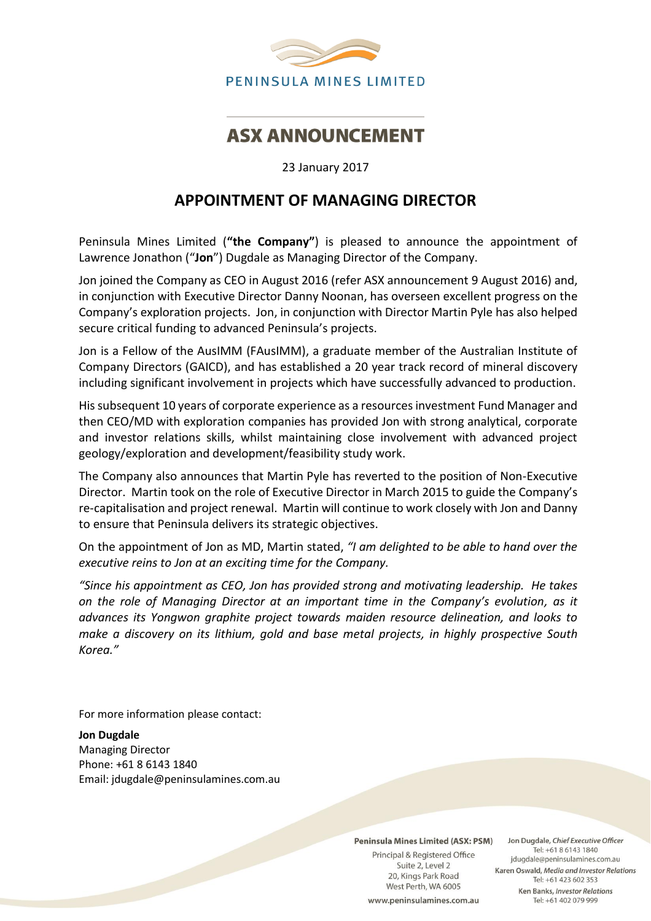PENINSULA MINES LIMITED

# ASX ANNOUNCEMENT

23 January 2017

## APPOINTMENT OF MANAGING DIRECTOR

Peninsula Mines Limited (**"the Company"**) is pleased to announce the appointment of Lawrence Jonathon ("**Jon**") Dugdale as Managing Director of the Company.

Jon joined the Company as CEO in August 2016 (refer ASX announcement 9 August 2016) and, in conjunction with Executive Director Danny Noonan, has overseen excellent progress on the Company's exploration projects. Jon, in conjunction with Director Martin Pyle has also helped secure critical funding to advanced Peninsula's projects.

Jon is a Fellow of the AusIMM (FAusIMM), a graduate member of the Australian Institute of Company Directors (GAICD), and has established a 20 year track record of mineral discovery including significant involvement in projects which have successfully advanced to production.

His subsequent 10 years of corporate experience as a resources investment Fund Manager and then CEO/MD with exploration companies has provided Jon with strong analytical, corporate and investor relations skills, whilst maintaining close involvement with advanced project geology/exploration and development/feasibility study work.

The Company also announces that Martin Pyle has reverted to the position of Non-Executive Director. Martin took on the role of Executive Director in March 2015 to guide the Company's re-capitalisation and project renewal. Martin will continue to work closely with Jon and Danny to ensure that Peninsula delivers its strategic objectives.

On the appointment of Jon as MD, Martin stated, *"I am delighted to be able to hand over the executive reins to Jon at an exciting time for the Company.*

*"Since his appointment as CEO, Jon has provided strong and motivating leadership. He takes on the role of Managing Director at an important time in the Company's evolution, as it advances its Yongwon graphite project towards maiden resource delineation, and looks to make a discovery on its lithium, gold and base metal projects, in highly prospective South Korea."*

For more information please contact:

**Jon Dugdale**
Managing Director
Phone: +61 8 6143 1840
Email: jdugdale@peninsulamines.com.au

**Peninsula Mines Limited (ASX: PSM)**
Principal & Registered Office
Suite 2, Level 2
20, Kings Park Road
West Perth, WA 6005
www.peninsulamines.com.au

Jon Dugdale, *Chief Executive Officer*
Tel: +61 8 6143 1840
jdugdale@peninsulamines.com.au
Karen Oswald, *Media and Investor Relations*
Tel: +61 423 602 353
Ken Banks, *Investor Relations*
Tel: +61 402 079 999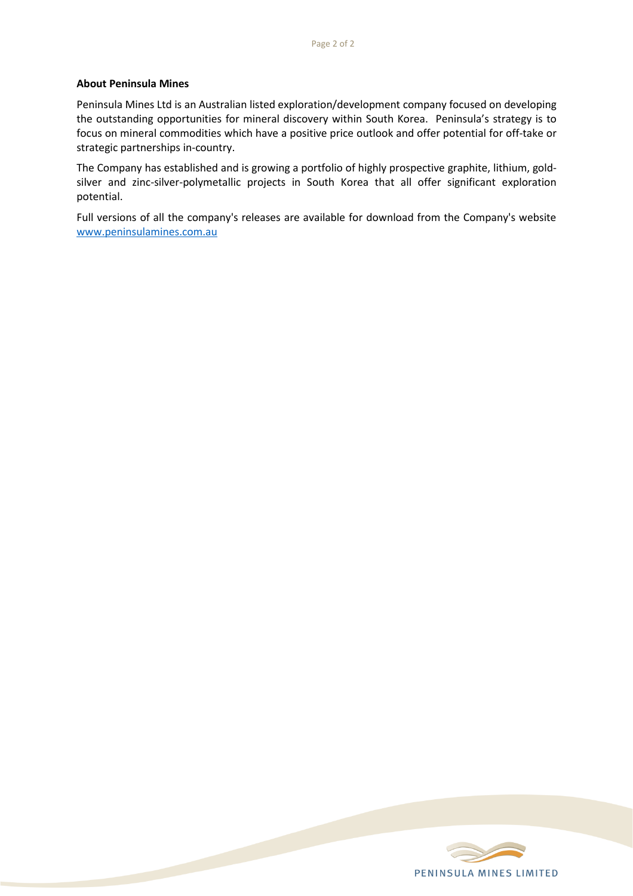**About Peninsula Mines**

Peninsula Mines Ltd is an Australian listed exploration/development company focused on developing the outstanding opportunities for mineral discovery within South Korea. Peninsula's strategy is to focus on mineral commodities which have a positive price outlook and offer potential for off-take or strategic partnerships in-country.

The Company has established and is growing a portfolio of highly prospective graphite, lithium, gold-silver and zinc-silver-polymetallic projects in South Korea that all offer significant exploration potential.

Full versions of all the company's releases are available for download from the Company's website www.peninsulamines.com.au